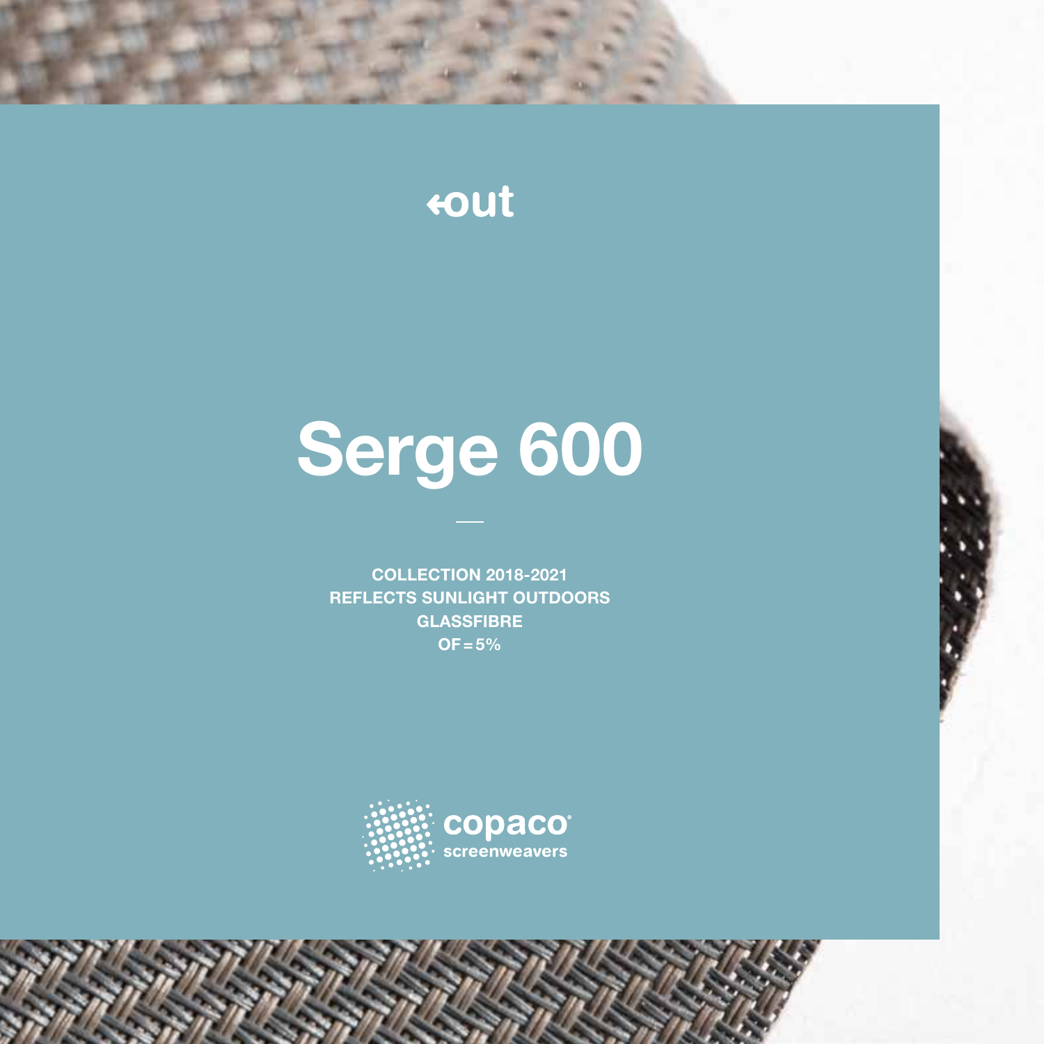←out

# Serge 600

**COLLECTION 2018-2021**
**REFLECTS SUNLIGHT OUTDOORS**
**GLASSFIBRE**
**OF = 5%**

copaco®
screenweavers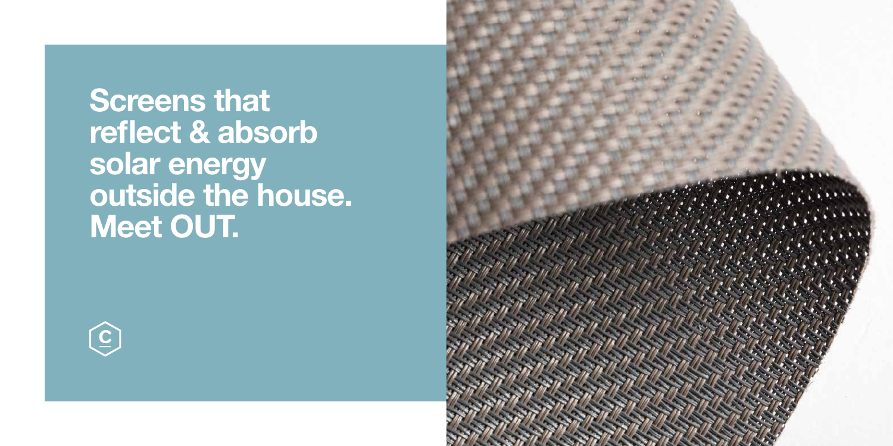# Screens that reflect & absorb solar energy outside the house. Meet OUT.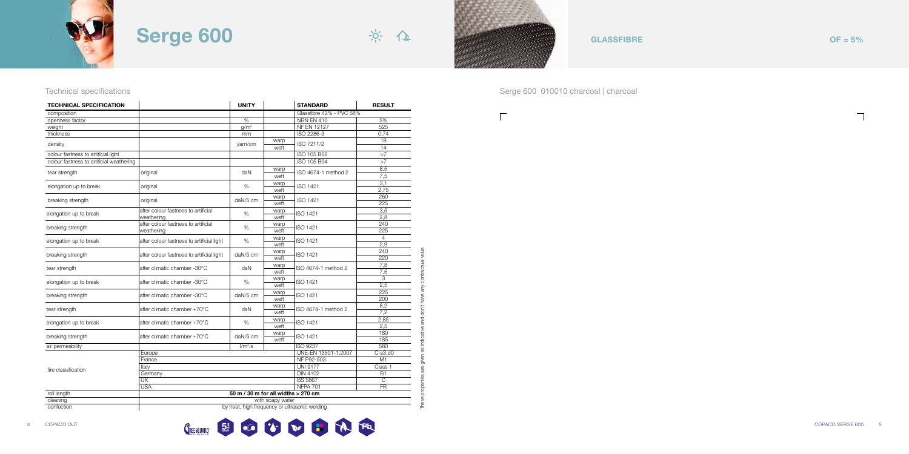# Serge 600

**GLASSFIBRE** **OF = 5%**

## Technical specifications

| TECHNICAL SPECIFICATION | | UNITY | | STANDARD | RESULT |
|---|---|---|---|---|---|
| composition | | | | Glassfibre 42% - PVC 58% | |
| openness factor | | % | | NBN EN 410 | 5% |
| weight | | g/m² | | NF EN 12127 | 525 |
| thickness | | mm | | ISO 2286-3 | 0,74 |
| density | | yarn/cm | warp | ISO 7211/2 | 18 |
| | | | weft | | 14 |
| colour fastness to artificial light | | | | ISO 105 B02 | >7 |
| colour fastness to artificial weathering | | | | ISO 105 B04 | >7 |
| tear strength | original | daN | warp | ISO 4674-1 method 2 | 8,5 |
| | | | weft | | 7,5 |
| elongation up to break | original | % | warp | ISO 1421 | 3,1 |
| | | | weft | | 2,75 |
| breaking strength | original | daN/5 cm | warp | ISO 1421 | 260 |
| | | | weft | | 225 |
| elongation up to break | after colour fastness to artificial weathering | % | warp | ISO 1421 | 3,5 |
| | | | weft | | 2,8 |
| breaking strength | after colour fastness to artificial weathering | % | warp | ISO 1421 | 240 |
| | | | weft | | 225 |
| elongation up to break | after colour fastness to artificial light | % | warp | ISO 1421 | 4 |
| | | | weft | | 2,9 |
| breaking strength | after colour fastness to artificial light | daN/5 cm | warp | ISO 1421 | 240 |
| | | | weft | | 220 |
| tear strength | after climatic chamber -30°C | daN | warp | ISO 4674-1 method 2 | 7,8 |
| | | | weft | | 7,5 |
| elongation up to break | after climatic chamber -30°C | % | warp | ISO 1421 | 3 |
| | | | weft | | 2,5 |
| breaking strength | after climatic chamber -30°C | daN/5 cm | warp | ISO 1421 | 225 |
| | | | weft | | 200 |
| tear strength | after climatic chamber +70°C | daN | warp | ISO 4674-1 method 2 | 8,2 |
| | | | weft | | 7,2 |
| elongation up to break | after climatic chamber +70°C | % | warp | ISO 1421 | 2,85 |
| | | | weft | | 2,5 |
| breaking strength | after climatic chamber +70°C | daN/5 cm | warp | ISO 1421 | 180 |
| | | | weft | | 185 |
| air permeability | | l/m².s | | ISO 9237 | 580 |
| fire classification | Europe | | | UNE-EN 13501-1:2007 | C-s3,d0 |
| | France | | | NF P92-503 | M1 |
| | Italy | | | UNI 9177 | Class 1 |
| | Germany | | | DIN 4102 | B1 |
| | UK | | | BS 5867 | C |
| | USA | | | NFPA 701 | FR |
| roll length | 50 m / 30 m for all widths > 270 cm | | | | |
| cleaning | with soapy water | | | | |
| confection | by heat, high frequency or ultrasonic welding | | | | |

These properties are given as indicative and don't have any contractual value

Serge 600 010010 charcoal | charcoal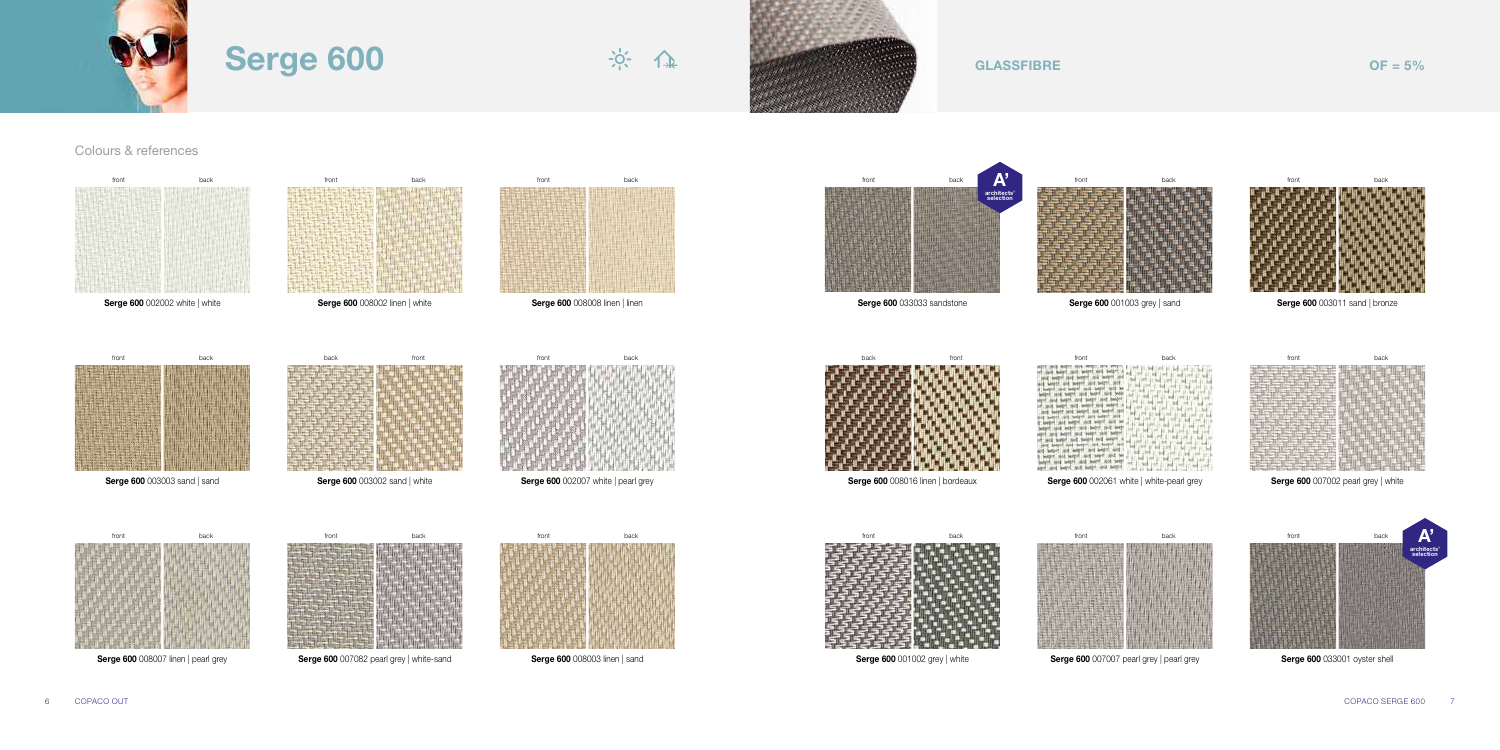# Serge 600

GLASSFIBRE

OF = 5%

## Colours & references

front | back

**Serge 600** 002002 white | white

front | back

**Serge 600** 008002 linen | white

front | back

**Serge 600** 008008 linen | linen

front | back

**Serge 600** 003003 sand | sand

back | front

**Serge 600** 003002 sand | white

front | back

**Serge 600** 002007 white | pearl grey

front | back

**Serge 600** 008007 linen | pearl grey

front | back

**Serge 600** 007082 pearl grey | white-sand

front | back

**Serge 600** 008003 linen | sand

front | back

A' architects' selection

**Serge 600** 033033 sandstone

front | back

**Serge 600** 001003 grey | sand

front | back

**Serge 600** 003011 sand | bronze

back | front

**Serge 600** 008016 linen | bordeaux

front | back

**Serge 600** 002061 white | white-pearl grey

front | back

**Serge 600** 007002 pearl grey | white

front | back

**Serge 600** 001002 grey | white

front | back

**Serge 600** 007007 pearl grey | pearl grey

front | back

A' architects' selection

**Serge 600** 033001 oyster shell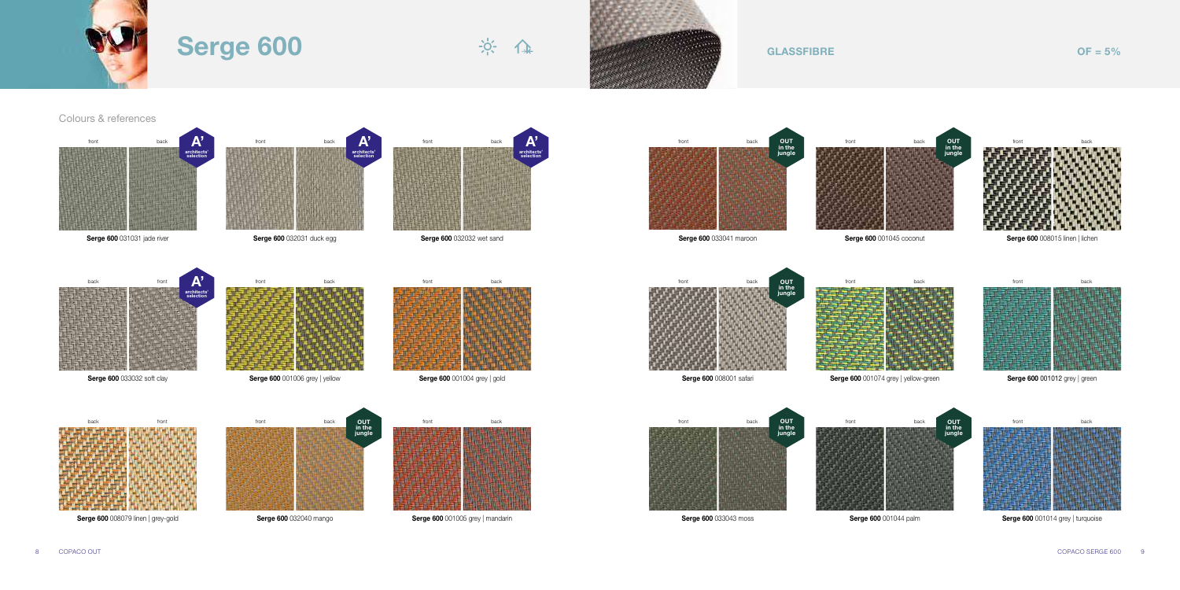# Serge 600

GLASSFIBRE

OF = 5%

## Colours & references

front | back — A' architects' selection

**Serge 600** 031031 jade river

front | back — A' architects' selection

**Serge 600** 032031 duck egg

front | back — A' architects' selection

**Serge 600** 032032 wet sand

back | front — A' architects' selection

**Serge 600** 033032 soft clay

front | back

**Serge 600** 001006 grey | yellow

front | back

**Serge 600** 001004 grey | gold

back | front

**Serge 600** 008079 linen | grey-gold

front | back — OUT in the jungle

**Serge 600** 032040 mango

front | back

**Serge 600** 001005 grey | mandarin

front | back — OUT in the jungle

**Serge 600** 033041 maroon

front | back — OUT in the jungle

**Serge 600** 001045 coconut

front | back

**Serge 600** 008015 linen | lichen

front | back — OUT in the jungle

**Serge 600** 008001 safari

front | back

**Serge 600** 001074 grey | yellow-green

front | back

**Serge 600** 001012 grey | green

front | back — OUT in the jungle

**Serge 600** 033043 moss

front | back — OUT in the jungle

**Serge 600** 001044 palm

front | back

**Serge 600** 001014 grey | turquoise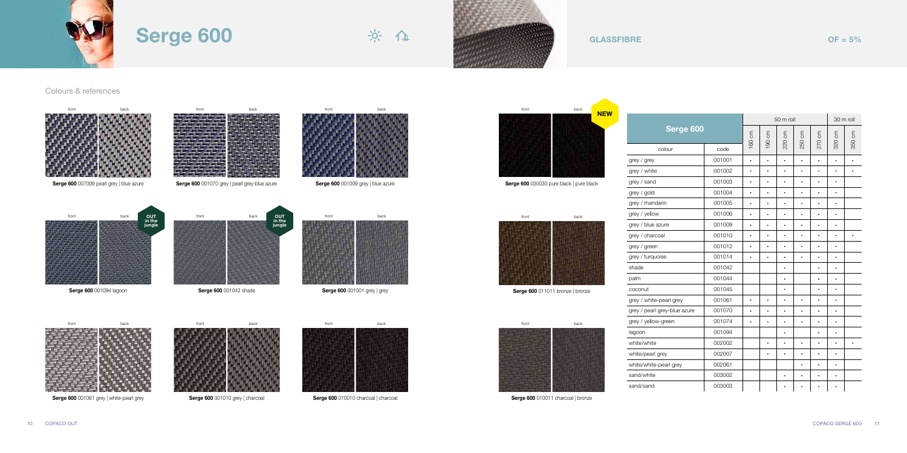# Serge 600

**GLASSFIBRE** OF = 5%

## Colours & references

**Serge 600** 007009 pearl grey | blue azure

**Serge 600** 001070 grey | pearl grey-blue azure

**Serge 600** 001009 grey | blue azure

**Serge 600** 030030 pure black | pure black (NEW)

**Serge 600** 001094 lagoon (OUT in the jungle)

**Serge 600** 001042 shade (OUT in the jungle)

**Serge 600** 001001 grey | grey

**Serge 600** 011011 bronze | bronze

**Serge 600** 001061 grey | white-pearl grey

**Serge 600** 001010 grey | charcoal

**Serge 600** 010010 charcoal | charcoal

**Serge 600** 010011 charcoal | bronze

| Serge 600 | | 50 m roll | | | | | 30 m roll | |
|---|---|---|---|---|---|---|---|---|
| colour | code | 160 cm | 190 cm | 220 cm | 250 cm | 270 cm | 320 cm | 350 cm |
| grey / grey | 001001 | • | • | • | • | • | • | • |
| grey / white | 001002 | • | • | • | • | • | • | • |
| grey / sand | 001003 | • | • | • | • | • | • | |
| grey / gold | 001004 | • | • | • | • | • | • | |
| grey / mandarin | 001005 | • | • | • | • | • | • | |
| grey / yellow | 001006 | • | • | • | • | • | • | |
| grey / blue azure | 001009 | • | • | • | • | • | • | |
| grey / charcoal | 001010 | • | • | • | • | • | • | • |
| grey / green | 001012 | • | • | • | • | • | • | |
| grey / turquoise | 001014 | • | • | • | • | • | • | |
| shade | 001042 | | | • | | • | • | |
| palm | 001044 | | | • | | • | • | |
| coconut | 001045 | | | • | | • | • | |
| grey / white-pearl grey | 001061 | • | • | • | • | • | • | |
| grey / pearl grey-blue azure | 001070 | • | • | • | • | • | • | |
| grey / yellow-green | 001074 | • | • | • | • | • | • | |
| lagoon | 001094 | | | • | | • | • | |
| white/white | 002002 | | • | • | • | • | • | • |
| white/pearl grey | 002007 | | • | • | • | • | • | |
| white/white-pearl grey | 002061 | | | | • | • | • | |
| sand/white | 003002 | | | • | • | • | • | |
| sand/sand | 003003 | | | • | • | • | • | |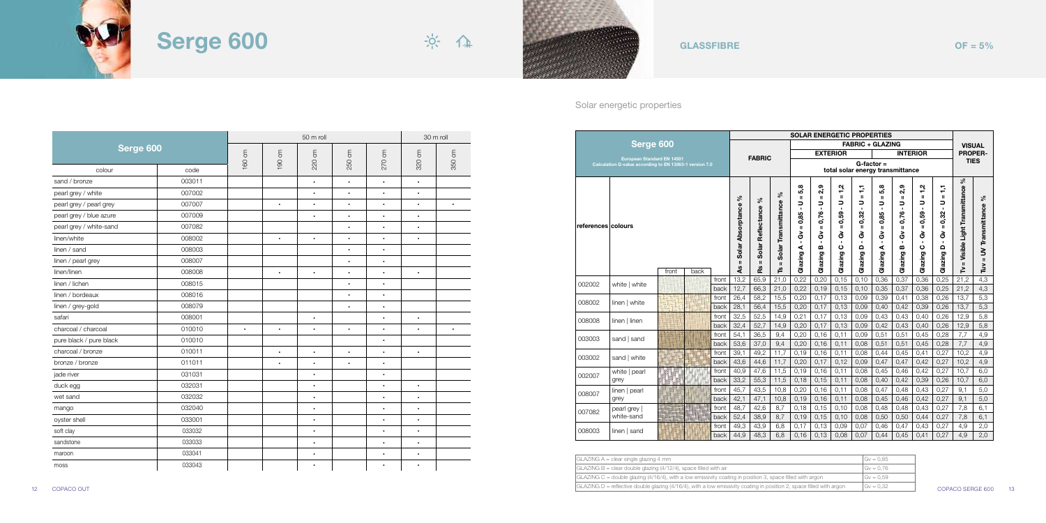# Serge 600

GLASSFIBRE

OF = 5%

| Serge 600 | | 50 m roll | | | | | 30 m roll | |
|---|---|---|---|---|---|---|---|---|
| colour | code | 160 cm | 190 cm | 220 cm | 250 cm | 270 cm | 320 cm | 350 cm |
| sand / bronze | 003011 | | | • | • | • | • | |
| pearl grey / white | 007002 | | | • | • | • | • | |
| pearl grey / pearl grey | 007007 | | • | • | • | • | • | • |
| pearl grey / blue azure | 007009 | | | • | • | • | • | |
| pearl grey / white-sand | 007082 | | | | • | • | • | |
| linen/white | 008002 | | • | • | • | • | • | |
| linen / sand | 008003 | | | | • | • | | |
| linen / pearl grey | 008007 | | | | • | • | | |
| linen/linen | 008008 | | • | • | • | • | • | |
| linen / lichen | 008015 | | | | • | • | | |
| linen / bordeaux | 008016 | | | | • | • | | |
| linen / grey-gold | 008079 | | | | • | • | | |
| safari | 008001 | | | • | | • | • | |
| charcoal / charcoal | 010010 | • | • | • | • | • | • | • |
| pure black / pure black | 010010 | | | | | • | | |
| charcoal / bronze | 010011 | | • | • | • | • | • | |
| bronze / bronze | 011011 | | • | • | • | • | | |
| jade river | 031031 | | | • | | • | | |
| duck egg | 032031 | | | • | | • | • | |
| wet sand | 032032 | | | • | | • | • | |
| mango | 032040 | | | • | | • | • | |
| oyster shell | 033001 | | | • | | • | • | |
| soft clay | 033032 | | | • | | • | • | |
| sandstone | 033033 | | | • | | • | • | |
| maroon | 033041 | | | • | | • | • | |
| moss | 033043 | | | • | | • | • | |

Solar energetic properties

| Serge 600<br>European Standard EN 14501<br>Calculation G-value according to EN 13363-1 version 7.0 | | | SOLAR ENERGETIC PROPERTIES | | | | | | | | | | | | |
|---|---|---|---|---|---|---|---|---|---|---|---|---|---|---|---|
| | | | FABRIC | | | FABRIC + GLAZING | | | | | | | | VISUAL PROPERTIES | |
| | | | | | | EXTERIOR | | | | INTERIOR | | | | | |
| | | | | | | G-factor = total solar energy transmittance | | | | | | | | | |
| references | colours | | As = Solar Absorptance % | Rs = Solar Reflectance % | Ts = Solar Transmittance % | Glazing A - Gv = 0,85 - U = 5,8 | Glazing B - Gv = 0,76 - U = 2,9 | Glazing C - Gv = 0,59 - U = 1,2 | Glazing D - Gv = 0,32 - U = 1,1 | Glazing A - Gv = 0,85 - U = 5,8 | Glazing B - Gv = 0,76 - U = 2,9 | Glazing C - Gv = 0,59 - U = 1,2 | Glazing D - Gv = 0,32 - U = 1,1 | Tv = Visible Light Transmittance % | Tuv = UV Transmittance % |
| 002002 | white \| white | front | 13,2 | 65,9 | 21,0 | 0,22 | 0,20 | 0,15 | 0,10 | 0,36 | 0,37 | 0,36 | 0,25 | 21,2 | 4,3 |
| | | back | 12,7 | 66,3 | 21,0 | 0,22 | 0,19 | 0,15 | 0,10 | 0,35 | 0,37 | 0,36 | 0,25 | 21,2 | 4,3 |
| 008002 | linen \| white | front | 26,4 | 58,2 | 15,5 | 0,20 | 0,17 | 0,13 | 0,09 | 0,39 | 0,41 | 0,38 | 0,26 | 13,7 | 5,3 |
| | | back | 28,1 | 56,4 | 15,5 | 0,20 | 0,17 | 0,13 | 0,09 | 0,40 | 0,42 | 0,39 | 0,26 | 13,7 | 5,3 |
| 008008 | linen \| linen | front | 32,5 | 52,5 | 14,9 | 0,21 | 0,17 | 0,13 | 0,09 | 0,43 | 0,43 | 0,40 | 0,26 | 12,9 | 5,8 |
| | | back | 32,4 | 52,7 | 14,9 | 0,20 | 0,17 | 0,13 | 0,09 | 0,42 | 0,43 | 0,40 | 0,26 | 12,9 | 5,8 |
| 003003 | sand \| sand | front | 54,1 | 36,5 | 9,4 | 0,20 | 0,16 | 0,11 | 0,09 | 0,51 | 0,51 | 0,45 | 0,28 | 7,7 | 4,9 |
| | | back | 53,6 | 37,0 | 9,4 | 0,20 | 0,16 | 0,11 | 0,08 | 0,51 | 0,51 | 0,45 | 0,28 | 7,7 | 4,9 |
| 003002 | sand \| white | front | 39,1 | 49,2 | 11,7 | 0,19 | 0,16 | 0,11 | 0,08 | 0,44 | 0,45 | 0,41 | 0,27 | 10,2 | 4,9 |
| | | back | 43,6 | 44,6 | 11,7 | 0,20 | 0,17 | 0,12 | 0,09 | 0,47 | 0,47 | 0,42 | 0,27 | 10,2 | 4,9 |
| 002007 | white \| pearl grey | front | 40,9 | 47,6 | 11,5 | 0,19 | 0,16 | 0,11 | 0,08 | 0,45 | 0,46 | 0,42 | 0,27 | 10,7 | 6,0 |
| | | back | 33,2 | 55,3 | 11,5 | 0,18 | 0,15 | 0,11 | 0,08 | 0,40 | 0,42 | 0,39 | 0,26 | 10,7 | 6,0 |
| 008007 | linen \| pearl grey | front | 45,7 | 43,5 | 10,8 | 0,20 | 0,16 | 0,11 | 0,08 | 0,47 | 0,48 | 0,43 | 0,27 | 9,1 | 5,0 |
| | | back | 42,1 | 47,1 | 10,8 | 0,19 | 0,16 | 0,11 | 0,08 | 0,45 | 0,46 | 0,42 | 0,27 | 9,1 | 5,0 |
| 007082 | pearl grey \| white-sand | front | 48,7 | 42,6 | 8,7 | 0,18 | 0,15 | 0,10 | 0,08 | 0,48 | 0,48 | 0,43 | 0,27 | 7,8 | 6,1 |
| | | back | 52,4 | 38,9 | 8,7 | 0,19 | 0,15 | 0,10 | 0,08 | 0,50 | 0,50 | 0,44 | 0,27 | 7,8 | 6,1 |
| 008003 | linen \| sand | front | 49,3 | 43,9 | 6,8 | 0,17 | 0,13 | 0,09 | 0,07 | 0,46 | 0,47 | 0,43 | 0,27 | 4,9 | 2,0 |
| | | back | 44,9 | 48,3 | 6,8 | 0,16 | 0,13 | 0,08 | 0,07 | 0,44 | 0,45 | 0,41 | 0,27 | 4,9 | 2,0 |

| Glazing | Gv |
|---|---|
| GLAZING A = clear single glazing 4 mm | Gv = 0,85 |
| GLAZING B = clear double glazing (4/12/4), space filled with air | Gv = 0,76 |
| GLAZING C = double glazing (4/16/4), with a low emissivity coating in position 3, space filled with argon | Gv = 0,59 |
| GLAZING D = reflective double glazing (4/16/4), with a low emissivity coating in position 2, space filled with argon | Gv = 0,32 |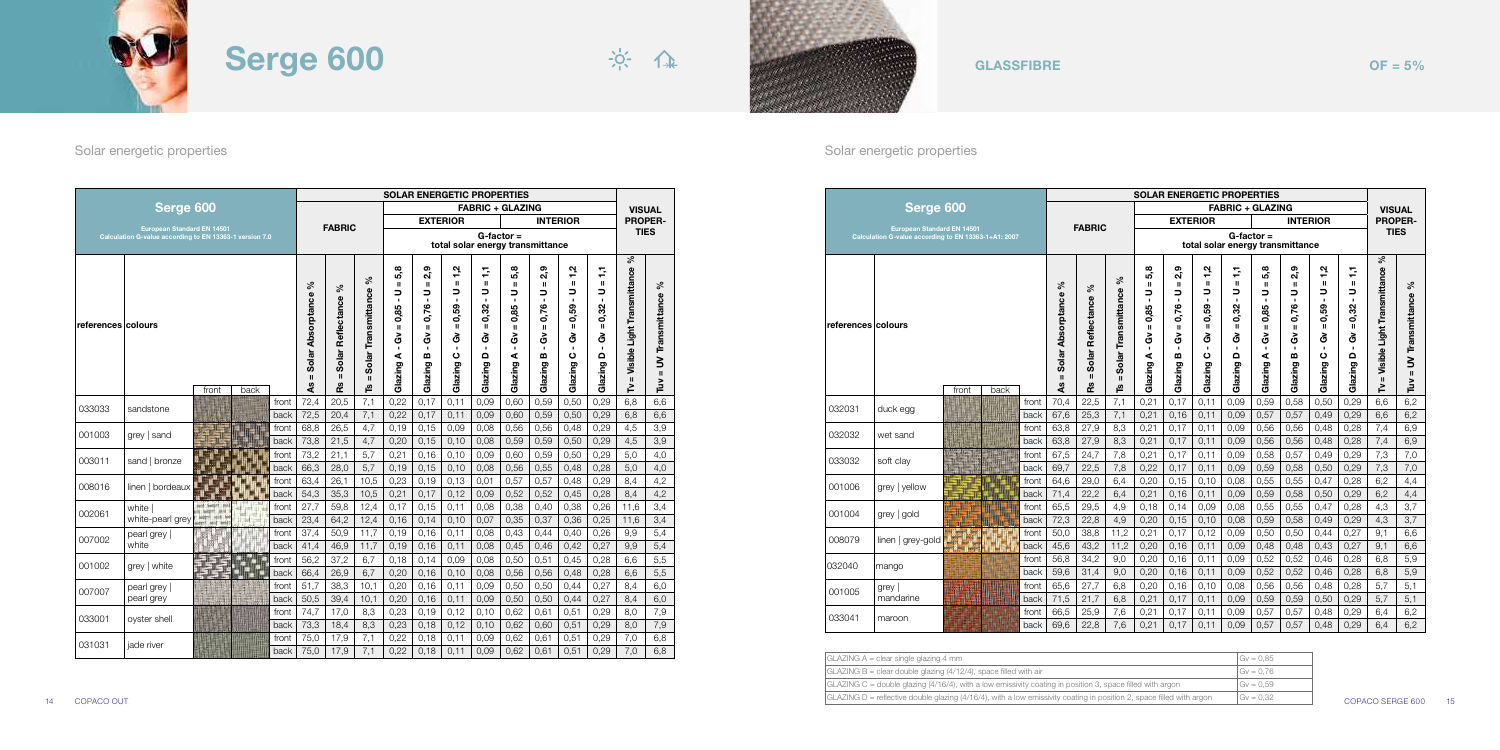# Serge 600

GLASSFIBRE

OF = 5%

Solar energetic properties

| Serge 600<br>European Standard EN 14501<br>Calculation G-value according to EN 13363-1 version 7.0 | | | | FABRIC | | | SOLAR ENERGETIC PROPERTIES<br>FABRIC + GLAZING<br>EXTERIOR<br>G-factor = total solar energy transmittance | | | | FABRIC + GLAZING<br>INTERIOR<br>G-factor = total solar energy transmittance | | | | VISUAL PROPERTIES | |
|---|---|---|---|---|---|---|---|---|---|---|---|---|---|---|---|---|
| references | colours (front / back) | | | As = Solar Absorptance % | Rs = Solar Reflectance % | Ts = Solar Transmittance % | Glazing A - Gv = 0,85 - U = 5,8 | Glazing B - Gv = 0,76 - U = 2,9 | Glazing C - Gv = 0,59 - U = 1,2 | Glazing D - Gv = 0,32 - U = 1,1 | Glazing A - Gv = 0,85 - U = 5,8 | Glazing B - Gv = 0,76 - U = 2,9 | Glazing C - Gv = 0,59 - U = 1,2 | Glazing D - Gv = 0,32 - U = 1,1 | Tv = Visible Light Transmittance % | Tuv = UV Transmittance % |
| 033033 | sandstone | | front | 72,4 | 20,5 | 7,1 | 0,22 | 0,17 | 0,11 | 0,09 | 0,60 | 0,59 | 0,50 | 0,29 | 6,8 | 6,6 |
| | | | back | 72,5 | 20,4 | 7,1 | 0,22 | 0,17 | 0,11 | 0,09 | 0,60 | 0,59 | 0,50 | 0,29 | 6,8 | 6,6 |
| 001003 | grey \| sand | | front | 68,8 | 26,5 | 4,7 | 0,19 | 0,15 | 0,09 | 0,08 | 0,56 | 0,56 | 0,48 | 0,29 | 4,5 | 3,9 |
| | | | back | 73,8 | 21,5 | 4,7 | 0,20 | 0,15 | 0,10 | 0,08 | 0,59 | 0,59 | 0,50 | 0,29 | 4,5 | 3,9 |
| 003011 | sand \| bronze | | front | 73,2 | 21,1 | 5,7 | 0,21 | 0,16 | 0,10 | 0,09 | 0,60 | 0,59 | 0,50 | 0,29 | 5,0 | 4,0 |
| | | | back | 66,3 | 28,0 | 5,7 | 0,19 | 0,15 | 0,10 | 0,08 | 0,56 | 0,55 | 0,48 | 0,28 | 5,0 | 4,0 |
| 008016 | linen \| bordeaux | | front | 63,4 | 26,1 | 10,5 | 0,23 | 0,19 | 0,13 | 0,01 | 0,57 | 0,57 | 0,48 | 0,29 | 8,4 | 4,2 |
| | | | back | 54,3 | 35,3 | 10,5 | 0,21 | 0,17 | 0,12 | 0,09 | 0,52 | 0,52 | 0,45 | 0,28 | 8,4 | 4,2 |
| 002061 | white \| white-pearl grey | | front | 27,7 | 59,8 | 12,4 | 0,17 | 0,15 | 0,11 | 0,08 | 0,38 | 0,40 | 0,38 | 0,26 | 11,6 | 3,4 |
| | | | back | 23,4 | 64,2 | 12,4 | 0,16 | 0,14 | 0,10 | 0,07 | 0,35 | 0,37 | 0,36 | 0,25 | 11,6 | 3,4 |
| 007002 | pearl grey \| white | | front | 37,4 | 50,9 | 11,7 | 0,19 | 0,16 | 0,11 | 0,08 | 0,43 | 0,44 | 0,40 | 0,26 | 9,9 | 5,4 |
| | | | back | 41,4 | 46,9 | 11,7 | 0,19 | 0,16 | 0,11 | 0,08 | 0,45 | 0,46 | 0,42 | 0,27 | 9,9 | 5,4 |
| 001002 | grey \| white | | front | 56,2 | 37,2 | 6,7 | 0,18 | 0,14 | 0,09 | 0,08 | 0,50 | 0,51 | 0,45 | 0,28 | 6,6 | 5,5 |
| | | | back | 66,4 | 26,9 | 6,7 | 0,20 | 0,16 | 0,10 | 0,08 | 0,56 | 0,56 | 0,48 | 0,28 | 6,6 | 5,5 |
| 007007 | pearl grey \| pearl grey | | front | 51,7 | 38,3 | 10,1 | 0,20 | 0,16 | 0,11 | 0,09 | 0,50 | 0,50 | 0,44 | 0,27 | 8,4 | 6,0 |
| | | | back | 50,5 | 39,4 | 10,1 | 0,20 | 0,16 | 0,11 | 0,09 | 0,50 | 0,50 | 0,44 | 0,27 | 8,4 | 6,0 |
| 033001 | oyster shell | | front | 74,7 | 17,0 | 8,3 | 0,23 | 0,19 | 0,12 | 0,10 | 0,62 | 0,61 | 0,51 | 0,29 | 8,0 | 7,9 |
| | | | back | 73,3 | 18,4 | 8,3 | 0,23 | 0,18 | 0,12 | 0,10 | 0,62 | 0,60 | 0,51 | 0,29 | 8,0 | 7,9 |
| 031031 | jade river | | front | 75,0 | 17,9 | 7,1 | 0,22 | 0,18 | 0,11 | 0,09 | 0,62 | 0,61 | 0,51 | 0,29 | 7,0 | 6,8 |
| | | | back | 75,0 | 17,9 | 7,1 | 0,22 | 0,18 | 0,11 | 0,09 | 0,62 | 0,61 | 0,51 | 0,29 | 7,0 | 6,8 |

Solar energetic properties

| Serge 600<br>European Standard EN 14501<br>Calculation G-value according to EN 13363-1+A1: 2007 | | | | FABRIC | | | SOLAR ENERGETIC PROPERTIES<br>FABRIC + GLAZING<br>EXTERIOR<br>G-factor = total solar energy transmittance | | | | FABRIC + GLAZING<br>INTERIOR<br>G-factor = total solar energy transmittance | | | | VISUAL PROPERTIES | |
|---|---|---|---|---|---|---|---|---|---|---|---|---|---|---|---|---|
| references | colours (front / back) | | | As = Solar Absorptance % | Rs = Solar Reflectance % | Ts = Solar Transmittance % | Glazing A - Gv = 0,85 - U = 5,8 | Glazing B - Gv = 0,76 - U = 2,9 | Glazing C - Gv = 0,59 - U = 1,2 | Glazing D - Gv = 0,32 - U = 1,1 | Glazing A - Gv = 0,85 - U = 5,8 | Glazing B - Gv = 0,76 - U = 2,9 | Glazing C - Gv = 0,59 - U = 1,2 | Glazing D - Gv = 0,32 - U = 1,1 | Tv = Visible Light Transmittance % | Tuv = UV Transmittance % |
| 032031 | duck egg | | front | 70,4 | 22,5 | 7,1 | 0,21 | 0,17 | 0,11 | 0,09 | 0,59 | 0,58 | 0,50 | 0,29 | 6,6 | 6,2 |
| | | | back | 67,6 | 25,3 | 7,1 | 0,21 | 0,16 | 0,11 | 0,09 | 0,57 | 0,57 | 0,49 | 0,29 | 6,6 | 6,2 |
| 032032 | wet sand | | front | 63,8 | 27,9 | 8,3 | 0,21 | 0,17 | 0,11 | 0,09 | 0,56 | 0,56 | 0,48 | 0,28 | 7,4 | 6,9 |
| | | | back | 63,8 | 27,9 | 8,3 | 0,21 | 0,17 | 0,11 | 0,09 | 0,56 | 0,56 | 0,48 | 0,28 | 7,4 | 6,9 |
| 033032 | soft clay | | front | 67,5 | 24,7 | 7,8 | 0,21 | 0,17 | 0,11 | 0,09 | 0,58 | 0,57 | 0,49 | 0,29 | 7,3 | 7,0 |
| | | | back | 69,7 | 22,5 | 7,8 | 0,22 | 0,17 | 0,11 | 0,09 | 0,59 | 0,58 | 0,50 | 0,29 | 7,3 | 7,0 |
| 001006 | grey \| yellow | | front | 64,6 | 29,0 | 6,4 | 0,20 | 0,15 | 0,10 | 0,08 | 0,55 | 0,55 | 0,47 | 0,28 | 6,2 | 4,4 |
| | | | back | 71,4 | 22,2 | 6,4 | 0,21 | 0,16 | 0,11 | 0,09 | 0,59 | 0,58 | 0,50 | 0,29 | 6,2 | 4,4 |
| 001004 | grey \| gold | | front | 65,5 | 29,5 | 4,9 | 0,18 | 0,14 | 0,09 | 0,08 | 0,55 | 0,55 | 0,47 | 0,28 | 4,3 | 3,7 |
| | | | back | 72,3 | 22,8 | 4,9 | 0,20 | 0,15 | 0,10 | 0,08 | 0,59 | 0,58 | 0,49 | 0,29 | 4,3 | 3,7 |
| 008079 | linen \| grey-gold | | front | 50,0 | 38,8 | 11,2 | 0,21 | 0,17 | 0,12 | 0,09 | 0,50 | 0,50 | 0,44 | 0,27 | 9,1 | 6,6 |
| | | | back | 45,6 | 43,2 | 11,2 | 0,20 | 0,16 | 0,11 | 0,09 | 0,48 | 0,48 | 0,43 | 0,27 | 9,1 | 6,6 |
| 032040 | mango | | front | 56,8 | 34,2 | 9,0 | 0,20 | 0,16 | 0,11 | 0,09 | 0,52 | 0,52 | 0,46 | 0,28 | 6,8 | 5,9 |
| | | | back | 59,6 | 31,4 | 9,0 | 0,20 | 0,16 | 0,11 | 0,09 | 0,52 | 0,52 | 0,46 | 0,28 | 6,8 | 5,9 |
| 001005 | grey \| mandarine | | front | 65,6 | 27,7 | 6,8 | 0,20 | 0,16 | 0,10 | 0,08 | 0,56 | 0,56 | 0,48 | 0,28 | 5,7 | 5,1 |
| | | | back | 71,5 | 21,7 | 6,8 | 0,21 | 0,17 | 0,11 | 0,09 | 0,59 | 0,59 | 0,50 | 0,29 | 5,7 | 5,1 |
| 033041 | maroon | | front | 66,5 | 25,9 | 7,6 | 0,21 | 0,17 | 0,11 | 0,09 | 0,57 | 0,57 | 0,48 | 0,29 | 6,4 | 6,2 |
| | | | back | 69,6 | 22,8 | 7,6 | 0,21 | 0,17 | 0,11 | 0,09 | 0,57 | 0,57 | 0,48 | 0,29 | 6,4 | 6,2 |

| Glazing | Gv |
|---|---|
| GLAZING A = clear single glazing 4 mm | Gv = 0,85 |
| GLAZING B = clear double glazing (4/12/4), space filled with air | Gv = 0,76 |
| GLAZING C = double glazing (4/16/4), with a low emissivity coating in position 3, space filled with argon | Gv = 0,59 |
| GLAZING D = reflective double glazing (4/16/4), with a low emissivity coating in position 2, space filled with argon | Gv = 0,32 |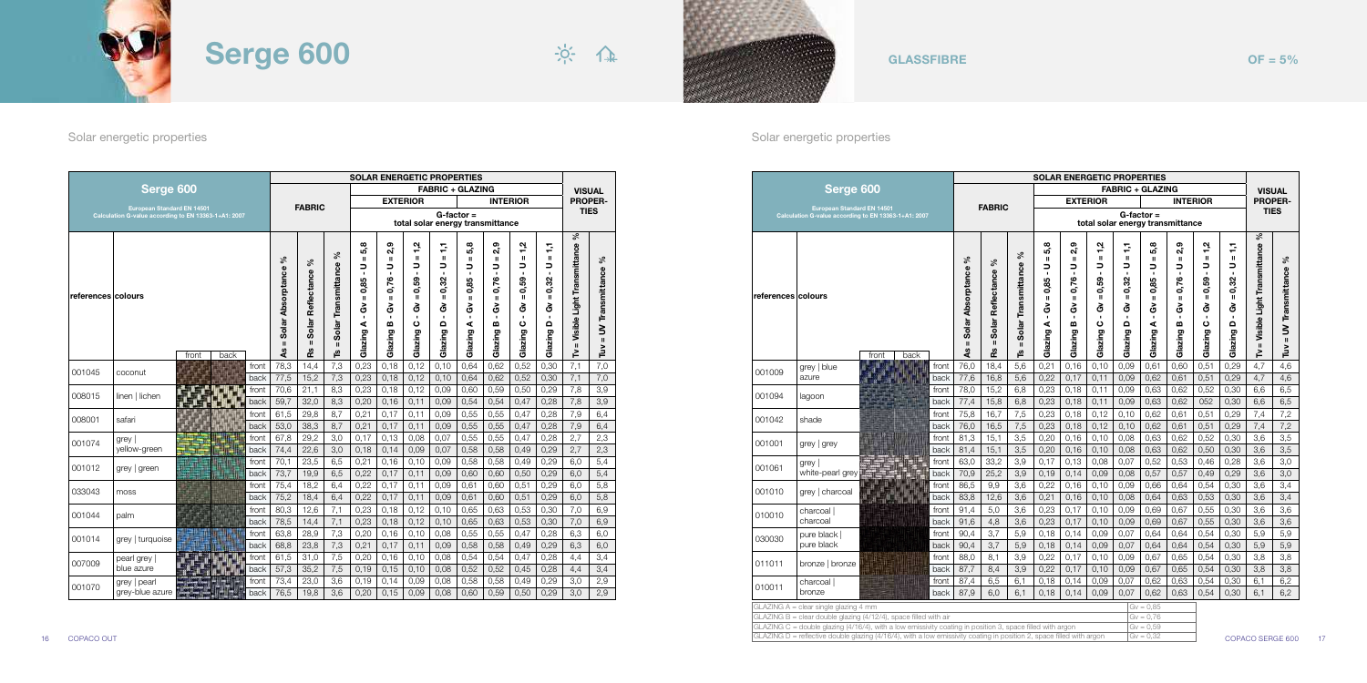# Serge 600

GLASSFIBRE

OF = 5%

## Solar energetic properties

| Serge 600 | | | SOLAR ENERGETIC PROPERTIES | | | | | | | | | | | VISUAL PROPERTIES | |
|---|---|---|---|---|---|---|---|---|---|---|---|---|---|---|---|
| European Standard EN 14501 | | | FABRIC | | | FABRIC + GLAZING | | | | | | | | | |
| Calculation G-value according to EN 13363-1+A1: 2007 | | | | | | EXTERIOR | | | | INTERIOR | | | | | |
| | | | | | | G-factor = total solar energy transmittance | | | | | | | | | |
| references | colours | | As = Solar Absorptance % | Rs = Solar Reflectance % | Ts = Solar Transmittance % | Glazing A - Gv = 0,85 - U = 5,8 | Glazing B - Gv = 0,76 - U = 2,9 | Glazing C - Gv = 0,59 - U = 1,2 | Glazing D - Gv = 0,32 - U = 1,1 | Glazing A - Gv = 0,85 - U = 5,8 | Glazing B - Gv = 0,76 - U = 2,9 | Glazing C - Gv = 0,59 - U = 1,2 | Glazing D - Gv = 0,32 - U = 1,1 | Tv = Visible Light Transmittance % | Tuv = UV Transmittance % |
| 001045 | coconut | front | 78,3 | 14,4 | 7,3 | 0,23 | 0,18 | 0,12 | 0,10 | 0,64 | 0,62 | 0,52 | 0,30 | 7,1 | 7,0 |
| | | back | 77,5 | 15,2 | 7,3 | 0,23 | 0,18 | 0,12 | 0,10 | 0,64 | 0,62 | 0,52 | 0,30 | 7,1 | 7,0 |
| 008015 | linen \| lichen | front | 70,6 | 21,1 | 8,3 | 0,23 | 0,18 | 0,12 | 0,09 | 0,60 | 0,59 | 0,50 | 0,29 | 7,8 | 3,9 |
| | | back | 59,7 | 32,0 | 8,3 | 0,20 | 0,16 | 0,11 | 0,09 | 0,54 | 0,54 | 0,47 | 0,28 | 7,8 | 3,9 |
| 008001 | safari | front | 61,5 | 29,8 | 8,7 | 0,21 | 0,17 | 0,11 | 0,09 | 0,55 | 0,55 | 0,47 | 0,28 | 7,9 | 6,4 |
| | | back | 53,0 | 38,3 | 8,7 | 0,21 | 0,17 | 0,11 | 0,09 | 0,55 | 0,55 | 0,47 | 0,28 | 7,9 | 6,4 |
| 001074 | grey \| yellow-green | front | 67,8 | 29,2 | 3,0 | 0,17 | 0,13 | 0,08 | 0,07 | 0,55 | 0,55 | 0,47 | 0,28 | 2,7 | 2,3 |
| | | back | 74,4 | 22,6 | 3,0 | 0,18 | 0,14 | 0,09 | 0,07 | 0,58 | 0,58 | 0,49 | 0,29 | 2,7 | 2,3 |
| 001012 | grey \| green | front | 70,1 | 23,5 | 6,5 | 0,21 | 0,16 | 0,10 | 0,09 | 0,58 | 0,58 | 0,49 | 0,29 | 6,0 | 5,4 |
| | | back | 73,7 | 19,9 | 6,5 | 0,22 | 0,17 | 0,11 | 0,09 | 0,60 | 0,60 | 0,50 | 0,29 | 6,0 | 5,4 |
| 033043 | moss | front | 75,4 | 18,2 | 6,4 | 0,22 | 0,17 | 0,11 | 0,09 | 0,61 | 0,60 | 0,51 | 0,29 | 6,0 | 5,8 |
| | | back | 75,2 | 18,4 | 6,4 | 0,22 | 0,17 | 0,11 | 0,09 | 0,61 | 0,60 | 0,51 | 0,29 | 6,0 | 5,8 |
| 001044 | palm | front | 80,3 | 12,6 | 7,1 | 0,23 | 0,18 | 0,12 | 0,10 | 0,65 | 0,63 | 0,53 | 0,30 | 7,0 | 6,9 |
| | | back | 78,5 | 14,4 | 7,1 | 0,23 | 0,18 | 0,12 | 0,10 | 0,65 | 0,63 | 0,53 | 0,30 | 7,0 | 6,9 |
| 001014 | grey \| turquoise | front | 63,8 | 28,9 | 7,3 | 0,20 | 0,16 | 0,10 | 0,08 | 0,55 | 0,55 | 0,47 | 0,28 | 6,3 | 6,0 |
| | | back | 68,8 | 23,8 | 7,3 | 0,21 | 0,17 | 0,11 | 0,09 | 0,58 | 0,58 | 0,49 | 0,29 | 6,3 | 6,0 |
| 007009 | pearl grey \| blue azure | front | 61,5 | 31,0 | 7,5 | 0,20 | 0,16 | 0,10 | 0,08 | 0,54 | 0,54 | 0,47 | 0,28 | 4,4 | 3,4 |
| | | back | 57,3 | 35,2 | 7,5 | 0,19 | 0,15 | 0,10 | 0,08 | 0,52 | 0,52 | 0,45 | 0,28 | 4,4 | 3,4 |
| 001070 | grey \| pearl grey-blue azure | front | 73,4 | 23,0 | 3,6 | 0,19 | 0,14 | 0,09 | 0,08 | 0,58 | 0,58 | 0,49 | 0,29 | 3,0 | 2,9 |
| | | back | 76,5 | 19,8 | 3,6 | 0,20 | 0,15 | 0,09 | 0,08 | 0,60 | 0,59 | 0,50 | 0,29 | 3,0 | 2,9 |

## Solar energetic properties

| Serge 600 | | | SOLAR ENERGETIC PROPERTIES | | | | | | | | | | | VISUAL PROPERTIES | |
|---|---|---|---|---|---|---|---|---|---|---|---|---|---|---|---|
| European Standard EN 14501 | | | FABRIC | | | FABRIC + GLAZING | | | | | | | | | |
| Calculation G-value according to EN 13363-1+A1: 2007 | | | | | | EXTERIOR | | | | INTERIOR | | | | | |
| | | | | | | G-factor = total solar energy transmittance | | | | | | | | | |
| references | colours | | As = Solar Absorptance % | Rs = Solar Reflectance % | Ts = Solar Transmittance % | Glazing A - Gv = 0,85 - U = 5,8 | Glazing B - Gv = 0,76 - U = 2,9 | Glazing C - Gv = 0,59 - U = 1,2 | Glazing D - Gv = 0,32 - U = 1,1 | Glazing A - Gv = 0,85 - U = 5,8 | Glazing B - Gv = 0,76 - U = 2,9 | Glazing C - Gv = 0,59 - U = 1,2 | Glazing D - Gv = 0,32 - U = 1,1 | Tv = Visible Light Transmittance % | Tuv = UV Transmittance % |
| 001009 | grey \| blue azure | front | 76,0 | 18,4 | 5,6 | 0,21 | 0,16 | 0,10 | 0,09 | 0,61 | 0,60 | 0,51 | 0,29 | 4,7 | 4,6 |
| | | back | 77,6 | 16,8 | 5,6 | 0,22 | 0,17 | 0,11 | 0,09 | 0,62 | 0,61 | 0,51 | 0,29 | 4,7 | 4,6 |
| 001094 | lagoon | front | 78,0 | 15,2 | 6,8 | 0,23 | 0,18 | 0,11 | 0,09 | 0,63 | 0,62 | 0,52 | 0,30 | 6,6 | 6,5 |
| | | back | 77,4 | 15,8 | 6,8 | 0,23 | 0,18 | 0,11 | 0,09 | 0,63 | 0,62 | 052 | 0,30 | 6,6 | 6,5 |
| 001042 | shade | front | 75,8 | 16,7 | 7,5 | 0,23 | 0,18 | 0,12 | 0,10 | 0,62 | 0,61 | 0,51 | 0,29 | 7,4 | 7,2 |
| | | back | 76,0 | 16,5 | 7,5 | 0,23 | 0,18 | 0,12 | 0,10 | 0,62 | 0,61 | 0,51 | 0,29 | 7,4 | 7,2 |
| 001001 | grey \| grey | front | 81,3 | 15,1 | 3,5 | 0,20 | 0,16 | 0,10 | 0,08 | 0,63 | 0,62 | 0,52 | 0,30 | 3,6 | 3,5 |
| | | back | 81,4 | 15,1 | 3,5 | 0,20 | 0,16 | 0,10 | 0,08 | 0,63 | 0,62 | 0,50 | 0,30 | 3,6 | 3,5 |
| 001061 | grey \| white-pearl grey | front | 63,0 | 33,2 | 3,9 | 0,17 | 0,13 | 0,08 | 0,07 | 0,52 | 0,53 | 0,46 | 0,28 | 3,6 | 3,0 |
| | | back | 70,9 | 25,2 | 3,9 | 0,19 | 0,14 | 0,09 | 0,08 | 0,57 | 0,57 | 0,49 | 0,29 | 3,6 | 3,0 |
| 001010 | grey \| charcoal | front | 86,5 | 9,9 | 3,6 | 0,22 | 0,16 | 0,10 | 0,09 | 0,66 | 0,64 | 0,54 | 0,30 | 3,6 | 3,4 |
| | | back | 83,8 | 12,6 | 3,6 | 0,21 | 0,16 | 0,10 | 0,08 | 0,64 | 0,63 | 0,53 | 0,30 | 3,6 | 3,4 |
| 010010 | charcoal \| charcoal | front | 91,4 | 5,0 | 3,6 | 0,23 | 0,17 | 0,10 | 0,09 | 0,69 | 0,67 | 0,55 | 0,30 | 3,6 | 3,6 |
| | | back | 91,6 | 4,8 | 3,6 | 0,23 | 0,17 | 0,10 | 0,09 | 0,69 | 0,67 | 0,55 | 0,30 | 3,6 | 3,6 |
| 030030 | pure black \| pure black | front | 90,4 | 3,7 | 5,9 | 0,18 | 0,14 | 0,09 | 0,07 | 0,64 | 0,64 | 0,54 | 0,30 | 5,9 | 5,9 |
| | | back | 90,4 | 3,7 | 5,9 | 0,18 | 0,14 | 0,09 | 0,07 | 0,64 | 0,64 | 0,54 | 0,30 | 5,9 | 5,9 |
| 011011 | bronze \| bronze | front | 88,0 | 8,1 | 3,9 | 0,22 | 0,17 | 0,10 | 0,09 | 0,67 | 0,65 | 0,54 | 0,30 | 3,8 | 3,8 |
| | | back | 87,7 | 8,4 | 3,9 | 0,22 | 0,17 | 0,10 | 0,09 | 0,67 | 0,65 | 0,54 | 0,30 | 3,8 | 3,8 |
| 010011 | charcoal \| bronze | front | 87,4 | 6,5 | 6,1 | 0,18 | 0,14 | 0,09 | 0,07 | 0,62 | 0,63 | 0,54 | 0,30 | 6,1 | 6,2 |
| | | back | 87,9 | 6,0 | 6,1 | 0,18 | 0,14 | 0,09 | 0,07 | 0,62 | 0,63 | 0,54 | 0,30 | 6,1 | 6,2 |

| | |
|---|---|
| GLAZING A = clear single glazing 4 mm | Gv = 0,85 |
| GLAZING B = clear double glazing (4/12/4), space filled with air | Gv = 0,76 |
| GLAZING C = double glazing (4/16/4), with a low emissivity coating in position 3, space filled with argon | Gv = 0,59 |
| GLAZING D = reflective double glazing (4/16/4), with a low emissivity coating in position 2, space filled with argon | Gv = 0,32 |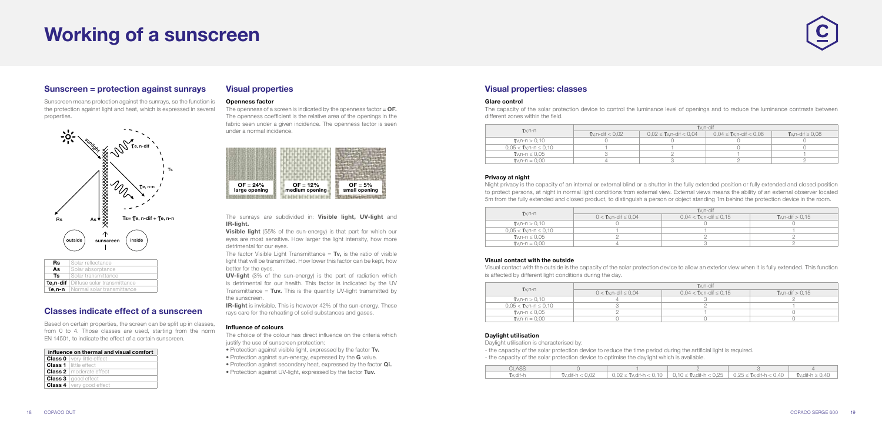# Working of a sunscreen

## Sunscreen = protection against sunrays

Sunscreen means protection against the sunrays, so the function is the protection against light and heat, which is expressed in several properties.

| | |
|---|---|
| **Rs** | Solar reflectance |
| **As** | Solar absorptance |
| **Ts** | Solar transmittance |
| **$\tau_{e,n\text{-}dif}$** | Diffuse solar transmittance |
| **$\tau_{e,n\text{-}n}$** | Normal solar transmittance |

$Ts = \tau_{e, n\text{-}dif} + \tau_{e, n\text{-}n}$

## Classes indicate effect of a sunscreen

Based on certain properties, the screen can be split up in classes, from 0 to 4. Those classes are used, starting from the norm EN 14501, to indicate the effect of a certain sunscreen.

| influence on thermal and visual comfort | |
|---|---|
| **Class 0** | very little effect |
| **Class 1** | little effect |
| **Class 2** | moderate effect |
| **Class 3** | good effect |
| **Class 4** | very good effect |

## Visual properties

### Openness factor

The openness of a screen is indicated by the openness factor **= OF.** The openness coefficient is the relative area of the openings in the fabric seen under a given incidence. The openness factor is seen under a normal incidence.

OF = 24% large opening | OF = 12% medium opening | OF = 5% small opening

The sunrays are subdivided in: **Visible light, UV-light** and **IR-light.**

**Visible light** (55% of the sun-energy) is that part for which our eyes are most sensitive. How larger the light intensity, how more detrimental for our eyes.

The factor Visible Light Transmittance = **Tv,** is the ratio of visible light that will be transmitted. How lower this factor can be kept, how better for the eyes.

**UV-light** (3% of the sun-energy) is the part of radiation which is detrimental for our health. This factor is indicated by the UV Transmittance = **Tuv.** This is the quantity UV-light transmitted by the sunscreen.

**IR-light** is invisible. This is however 42% of the sun-energy. These rays care for the reheating of solid substances and gases.

### Influence of colours

The choice of the colour has direct influence on the criteria which justify the use of sunscreen protection:

- Protection against visible light, expressed by the factor **Tv.**
- Protection against sun-energy, expressed by the **G** value.
- Protection against secondary heat, expressed by the factor **Qi.**
- Protection against UV-light, expressed by the factor **Tuv.**

## Visual properties: classes

### Glare control

The capacity of the solar protection device to control the luminance level of openings and to reduce the luminance contrasts between different zones within the field.

| $\tau_{v,n\text{-}n}$ | $\tau_{v,n\text{-}dif}$ | | | |
|---|---|---|---|---|
| | $\tau_{v,n\text{-}dif} < 0{,}02$ | $0{,}02 \leq \tau_{v,n\text{-}dif} < 0{,}04$ | $0{,}04 \leq \tau_{v,n\text{-}dif} < 0{,}08$ | $\tau_{v,n\text{-}dif} \geq 0{,}08$ |
| $\tau_{v,n\text{-}n} > 0{,}10$ | 0 | 0 | 0 | 0 |
| $0{,}05 < \tau_{v,n\text{-}n} \leq 0{,}10$ | 1 | 1 | 0 | 0 |
| $\tau_{v,n\text{-}n} \leq 0{,}05$ | 3 | 2 | 1 | 1 |
| $\tau_{v,n\text{-}n} = 0{,}00$ | 4 | 3 | 2 | 2 |

### Privacy at night

Night privacy is the capacity of an internal or external blind or a shutter in the fully extended position or fully extended and closed position to protect persons, at night in normal light conditions from external view. External views means the ability of an external observer located 5m from the fully extended and closed product, to distinguish a person or object standing 1m behind the protection device in the room.

| $\tau_{v,n\text{-}n}$ | $\tau_{v,n\text{-}dif}$ | | |
|---|---|---|---|
| | $0 < \tau_{v,n\text{-}dif} \leq 0{,}04$ | $0{,}04 < \tau_{v,n\text{-}dif} \leq 0{,}15$ | $\tau_{v,n\text{-}dif} > 0{,}15$ |
| $\tau_{v,n\text{-}n} > 0{,}10$ | 0 | 0 | 0 |
| $0{,}05 < \tau_{v,n\text{-}n} \leq 0{,}10$ | 1 | 1 | 1 |
| $\tau_{v,n\text{-}n} \leq 0{,}05$ | 2 | 2 | 2 |
| $\tau_{v,n\text{-}n} = 0{,}00$ | 4 | 3 | 2 |

### Visual contact with the outside

Visual contact with the outside is the capacity of the solar protection device to allow an exterior view when it is fully extended. This function is affected by different light conditions during the day.

| $\tau_{v,n\text{-}n}$ | $\tau_{v,n\text{-}dif}$ | | |
|---|---|---|---|
| | $0 < \tau_{v,n\text{-}dif} \leq 0{,}04$ | $0{,}04 < \tau_{v,n\text{-}dif} \leq 0{,}15$ | $\tau_{v,n\text{-}dif} > 0{,}15$ |
| $\tau_{v,n\text{-}n} > 0{,}10$ | 4 | 3 | 2 |
| $0{,}05 < \tau_{v,n\text{-}n} \leq 0{,}10$ | 3 | 2 | 1 |
| $\tau_{v,n\text{-}n} \leq 0{,}05$ | 2 | 1 | 0 |
| $\tau_{v,n\text{-}n} = 0{,}00$ | 0 | 0 | 0 |

### Daylight utilisation

Daylight utilisation is characterised by:

- the capacity of the solar protection device to reduce the time period during the artificial light is required.
- the capacity of the solar protection device to optimise the daylight which is available.

| CLASS | 0 | 1 | 2 | 3 | 4 |
|---|---|---|---|---|---|
| $\tau_{v,dif\text{-}h}$ | $\tau_{v,dif\text{-}h} < 0{,}02$ | $0{,}02 \leq \tau_{v,dif\text{-}h} < 0{,}10$ | $0{,}10 \leq \tau_{v,dif\text{-}h} < 0{,}25$ | $0{,}25 \leq \tau_{v,dif\text{-}h} < 0{,}40$ | $\tau_{v,dif\text{-}h} \geq 0{,}40$ |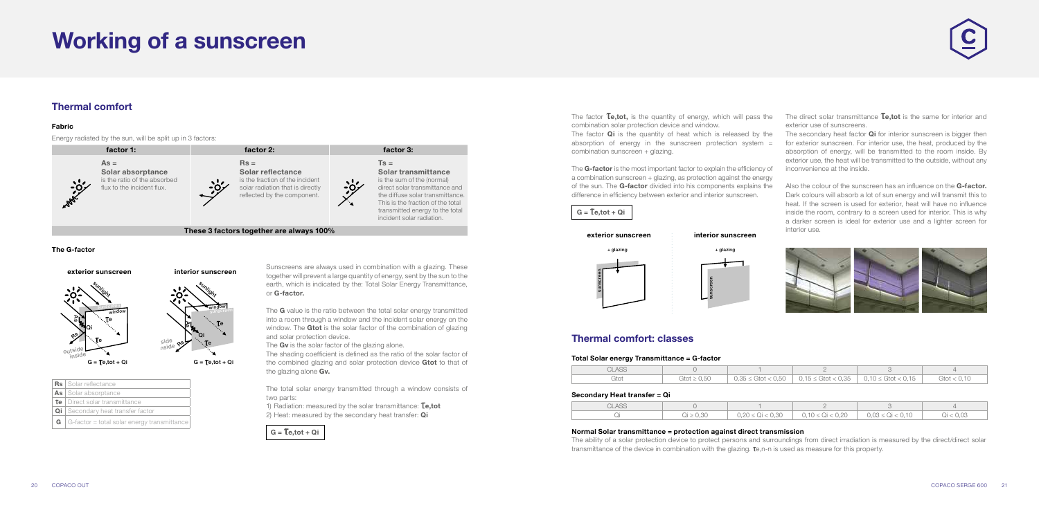# Working of a sunscreen

## Thermal comfort

### Fabric

Energy radiated by the sun, will be split up in 3 factors:

| factor 1: | factor 2: | factor 3: |
|---|---|---|
| **As = Solar absorptance** is the ratio of the absorbed flux to the incident flux. | **Rs = Solar reflectance** is the fraction of the incident solar radiation that is directly reflected by the component. | **Ts = Solar transmittance** is the sum of the (normal) direct solar transmittance and the diffuse solar transmittance. This is the fraction of the total transmitted energy to the total incident solar radiation. |

**These 3 factors together are always 100%**

### The G-factor

exterior sunscreen: $G = \tau_{e,tot} + Q_i$

interior sunscreen: $G = \tau_{e,tot} + Q_i$

| | |
|---|---|
| **Rs** | Solar reflectance |
| **As** | Solar absorptance |
| **τe** | Direct solar transmittance |
| **Qi** | Secondary heat transfer factor |
| **G** | G-factor = total solar energy transmittance |

Sunscreens are always used in combination with a glazing. These together will prevent a large quantity of energy, sent by the sun to the earth, which is indicated by the: Total Solar Energy Transmittance, or **G-factor.**

The **G** value is the ratio between the total solar energy transmitted into a room through a window and the incident solar energy on the window. The **Gtot** is the solar factor of the combination of glazing and solar protection device.

The **Gv** is the solar factor of the glazing alone.

The shading coefficient is defined as the ratio of the solar factor of the combined glazing and solar protection device **Gtot** to that of the glazing alone **Gv.**

The total solar energy transmitted through a window consists of two parts:

1) Radiation: measured by the solar transmittance: **τe,tot**
2) Heat: measured by the secondary heat transfer: **Qi**

$$G = \tau_{e,tot} + Q_i$$

The factor **τe,tot,** is the quantity of energy, which will pass the combination solar protection device and window.

The factor **Qi** is the quantity of heat which is released by the absorption of energy in the sunscreen protection system = combination sunscreen + glazing.

The **G-factor** is the most important factor to explain the efficiency of a combination sunscreen + glazing, as protection against the energy of the sun. The **G-factor** divided into his components explains the difference in efficiency between exterior and interior sunscreen.

$$G = \tau_{e,tot} + Q_i$$

exterior sunscreen + glazing | interior sunscreen + glazing

The direct solar transmittance **τe,tot** is the same for interior and exterior use of sunscreens.

The secondary heat factor **Qi** for interior sunscreen is bigger then for exterior sunscreen. For interior use, the heat, produced by the absorption of energy, will be transmitted to the room inside. By exterior use, the heat will be transmitted to the outside, without any inconvenience at the inside.

Also the colour of the sunscreen has an influence on the **G-factor.** Dark colours will absorb a lot of sun energy and will transmit this to heat. If the screen is used for exterior, heat will have no influence inside the room, contrary to a screen used for interior. This is why a darker screen is ideal for exterior use and a lighter screen for interior use.

## Thermal comfort: classes

### Total Solar energy Transmittance = G-factor

| CLASS | 0 | 1 | 2 | 3 | 4 |
|---|---|---|---|---|---|
| Gtot | Gtot ≥ 0,50 | 0,35 ≤ Gtot < 0,50 | 0,15 ≤ Gtot < 0,35 | 0,10 ≤ Gtot < 0,15 | Gtot < 0,10 |

### Secondary Heat transfer = Qi

| CLASS | 0 | 1 | 2 | 3 | 4 |
|---|---|---|---|---|---|
| Qi | Qi ≥ 0,30 | 0,20 ≤ Qi < 0,30 | 0,10 ≤ Qi < 0,20 | 0,03 ≤ Qi < 0,10 | Qi < 0,03 |

### Normal Solar transmittance = protection against direct transmission

The ability of a solar protection device to protect persons and surroundings from direct irradiation is measured by the direct/direct solar transmittance of the device in combination with the glazing. $\tau_{e,n\text{-}n}$ is used as measure for this property.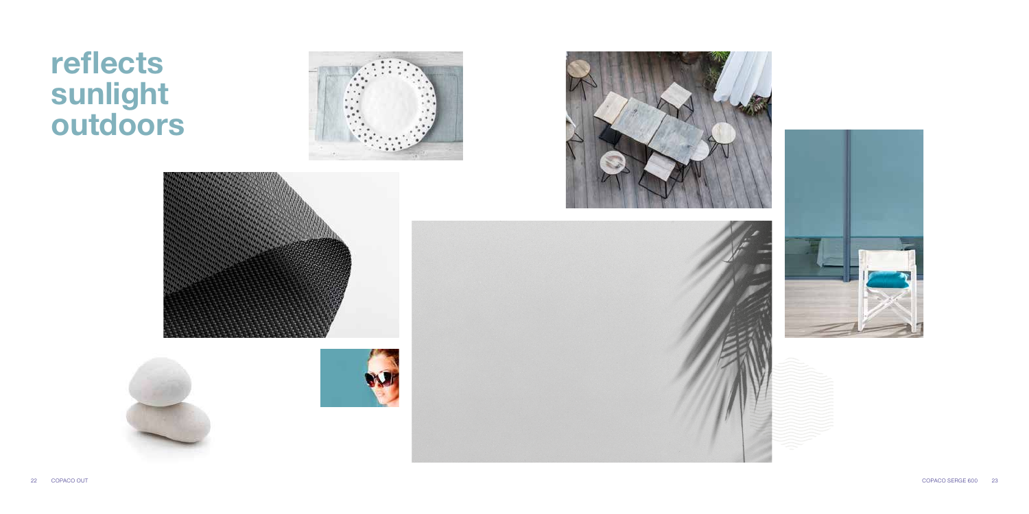# reflects sunlight outdoors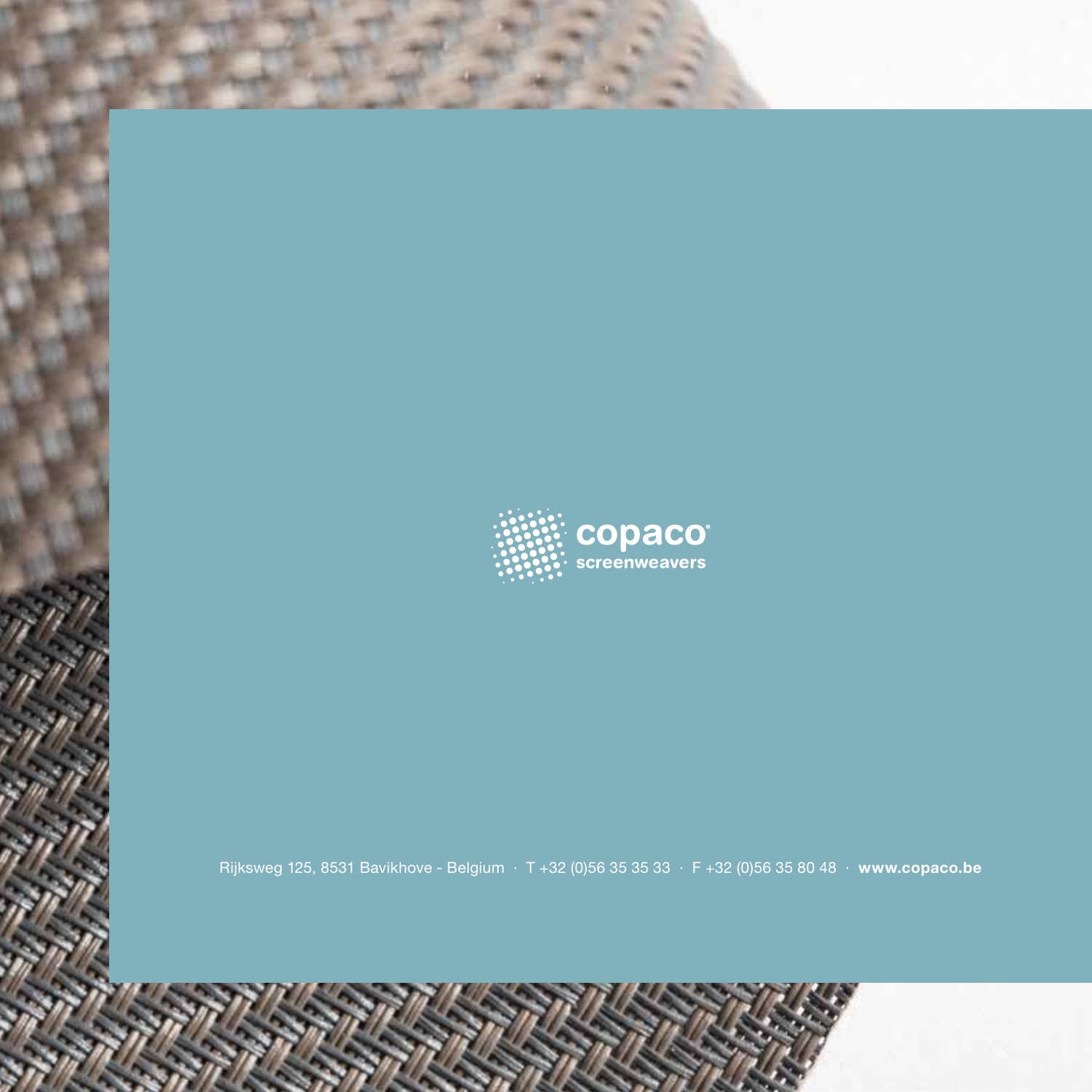copaco® screenweavers

Rijksweg 125, 8531 Bavikhove - Belgium · T +32 (0)56 35 35 33 · F +32 (0)56 35 80 48 · **www.copaco.be**